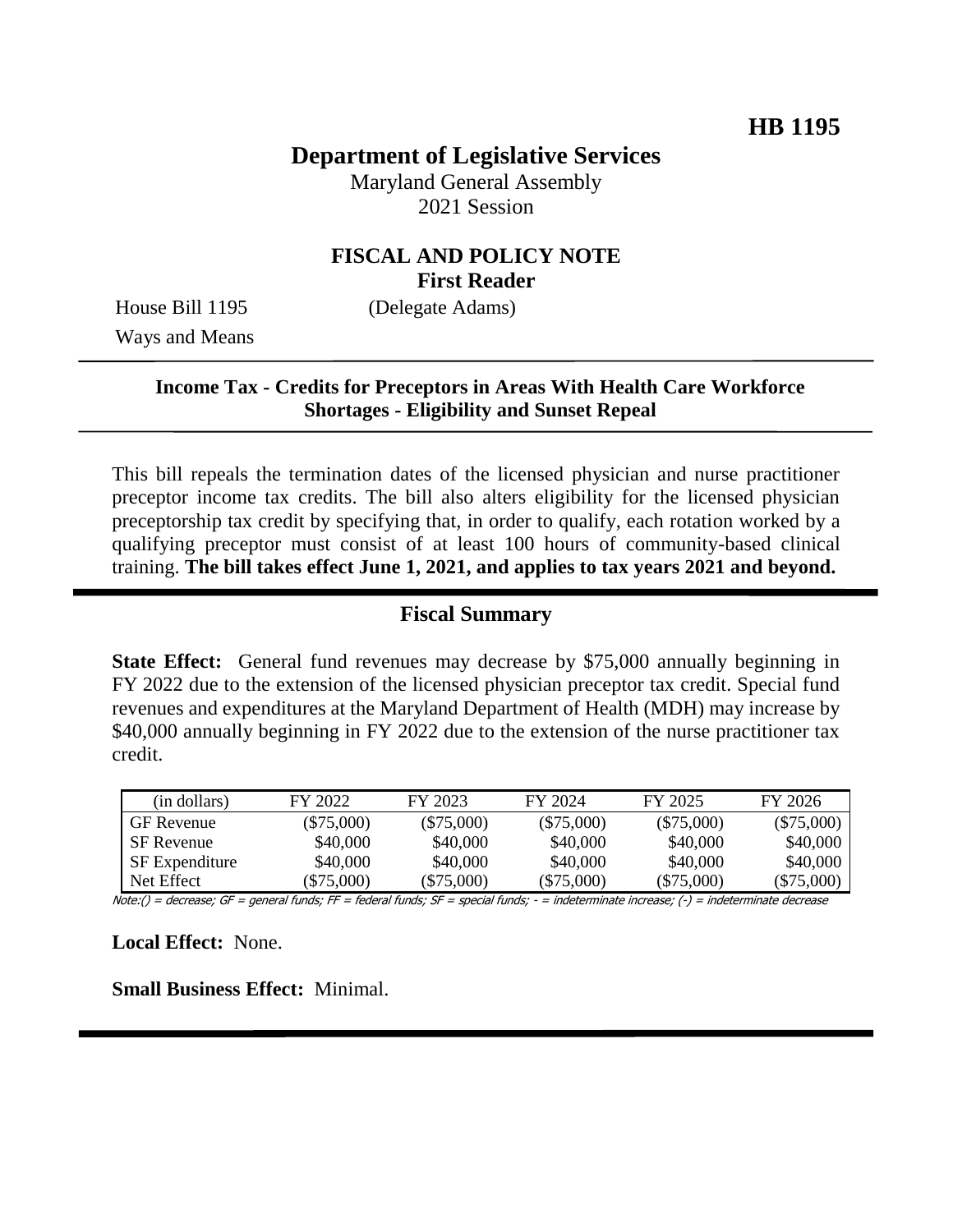**HB 1195**

# Department of Legislative Services

Maryland General Assembly
2021 Session

## FISCAL AND POLICY NOTE
**First Reader**

House Bill 1195 (Delegate Adams)
Ways and Means

---

**Income Tax - Credits for Preceptors in Areas With Health Care Workforce Shortages - Eligibility and Sunset Repeal**

---

This bill repeals the termination dates of the licensed physician and nurse practitioner preceptor income tax credits. The bill also alters eligibility for the licensed physician preceptorship tax credit by specifying that, in order to qualify, each rotation worked by a qualifying preceptor must consist of at least 100 hours of community-based clinical training. **The bill takes effect June 1, 2021, and applies to tax years 2021 and beyond.**

---

## Fiscal Summary

**State Effect:** General fund revenues may decrease by $75,000 annually beginning in FY 2022 due to the extension of the licensed physician preceptor tax credit. Special fund revenues and expenditures at the Maryland Department of Health (MDH) may increase by $40,000 annually beginning in FY 2022 due to the extension of the nurse practitioner tax credit.

| (in dollars) | FY 2022 | FY 2023 | FY 2024 | FY 2025 | FY 2026 |
|---|---|---|---|---|---|
| GF Revenue | ($75,000) | ($75,000) | ($75,000) | ($75,000) | ($75,000) |
| SF Revenue | $40,000 | $40,000 | $40,000 | $40,000 | $40,000 |
| SF Expenditure | $40,000 | $40,000 | $40,000 | $40,000 | $40,000 |
| Net Effect | ($75,000) | ($75,000) | ($75,000) | ($75,000) | ($75,000) |

Note:() = decrease; GF = general funds; FF = federal funds; SF = special funds; - = indeterminate increase; (-) = indeterminate decrease

**Local Effect:** None.

**Small Business Effect:** Minimal.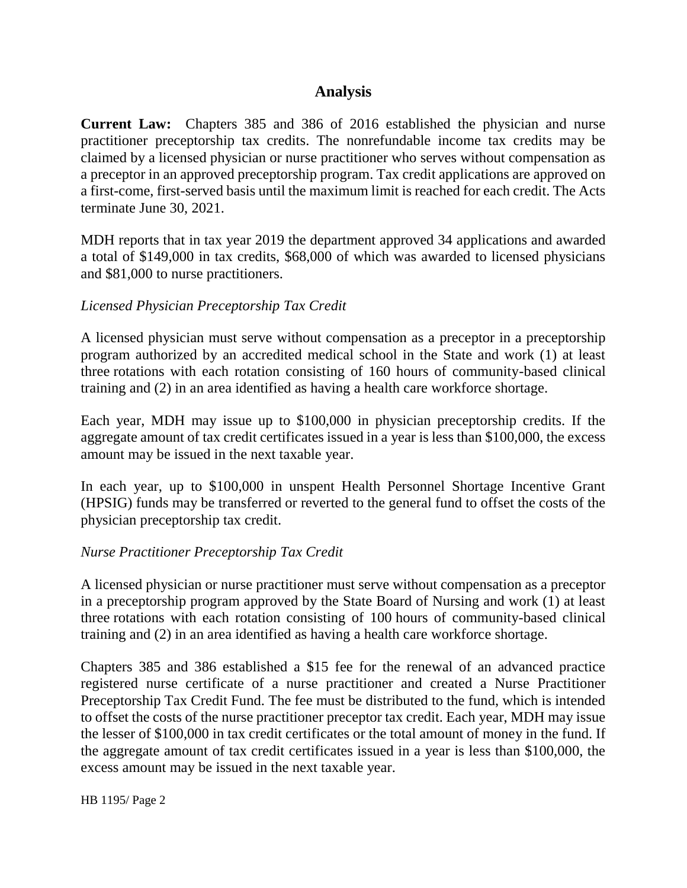## Analysis

**Current Law:** Chapters 385 and 386 of 2016 established the physician and nurse practitioner preceptorship tax credits. The nonrefundable income tax credits may be claimed by a licensed physician or nurse practitioner who serves without compensation as a preceptor in an approved preceptorship program. Tax credit applications are approved on a first-come, first-served basis until the maximum limit is reached for each credit. The Acts terminate June 30, 2021.

MDH reports that in tax year 2019 the department approved 34 applications and awarded a total of $149,000 in tax credits, $68,000 of which was awarded to licensed physicians and $81,000 to nurse practitioners.

*Licensed Physician Preceptorship Tax Credit*

A licensed physician must serve without compensation as a preceptor in a preceptorship program authorized by an accredited medical school in the State and work (1) at least three rotations with each rotation consisting of 160 hours of community-based clinical training and (2) in an area identified as having a health care workforce shortage.

Each year, MDH may issue up to $100,000 in physician preceptorship credits. If the aggregate amount of tax credit certificates issued in a year is less than $100,000, the excess amount may be issued in the next taxable year.

In each year, up to $100,000 in unspent Health Personnel Shortage Incentive Grant (HPSIG) funds may be transferred or reverted to the general fund to offset the costs of the physician preceptorship tax credit.

*Nurse Practitioner Preceptorship Tax Credit*

A licensed physician or nurse practitioner must serve without compensation as a preceptor in a preceptorship program approved by the State Board of Nursing and work (1) at least three rotations with each rotation consisting of 100 hours of community-based clinical training and (2) in an area identified as having a health care workforce shortage.

Chapters 385 and 386 established a $15 fee for the renewal of an advanced practice registered nurse certificate of a nurse practitioner and created a Nurse Practitioner Preceptorship Tax Credit Fund. The fee must be distributed to the fund, which is intended to offset the costs of the nurse practitioner preceptor tax credit. Each year, MDH may issue the lesser of $100,000 in tax credit certificates or the total amount of money in the fund. If the aggregate amount of tax credit certificates issued in a year is less than $100,000, the excess amount may be issued in the next taxable year.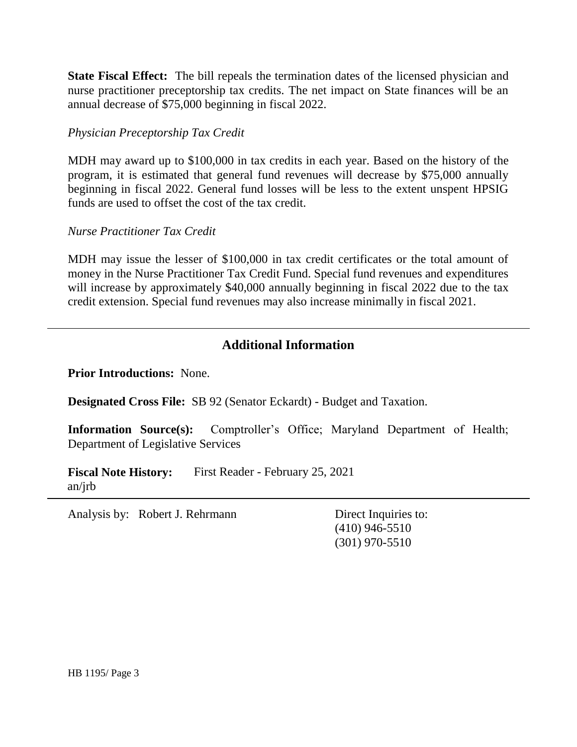**State Fiscal Effect:** The bill repeals the termination dates of the licensed physician and nurse practitioner preceptorship tax credits. The net impact on State finances will be an annual decrease of $75,000 beginning in fiscal 2022.

*Physician Preceptorship Tax Credit*

MDH may award up to $100,000 in tax credits in each year. Based on the history of the program, it is estimated that general fund revenues will decrease by $75,000 annually beginning in fiscal 2022. General fund losses will be less to the extent unspent HPSIG funds are used to offset the cost of the tax credit.

*Nurse Practitioner Tax Credit*

MDH may issue the lesser of $100,000 in tax credit certificates or the total amount of money in the Nurse Practitioner Tax Credit Fund. Special fund revenues and expenditures will increase by approximately $40,000 annually beginning in fiscal 2022 due to the tax credit extension. Special fund revenues may also increase minimally in fiscal 2021.

---

## Additional Information

**Prior Introductions:** None.

**Designated Cross File:** SB 92 (Senator Eckardt) - Budget and Taxation.

**Information Source(s):** Comptroller's Office; Maryland Department of Health; Department of Legislative Services

**Fiscal Note History:** First Reader - February 25, 2021
an/jrb

---

Analysis by: Robert J. Rehrmann

Direct Inquiries to:
(410) 946-5510
(301) 970-5510